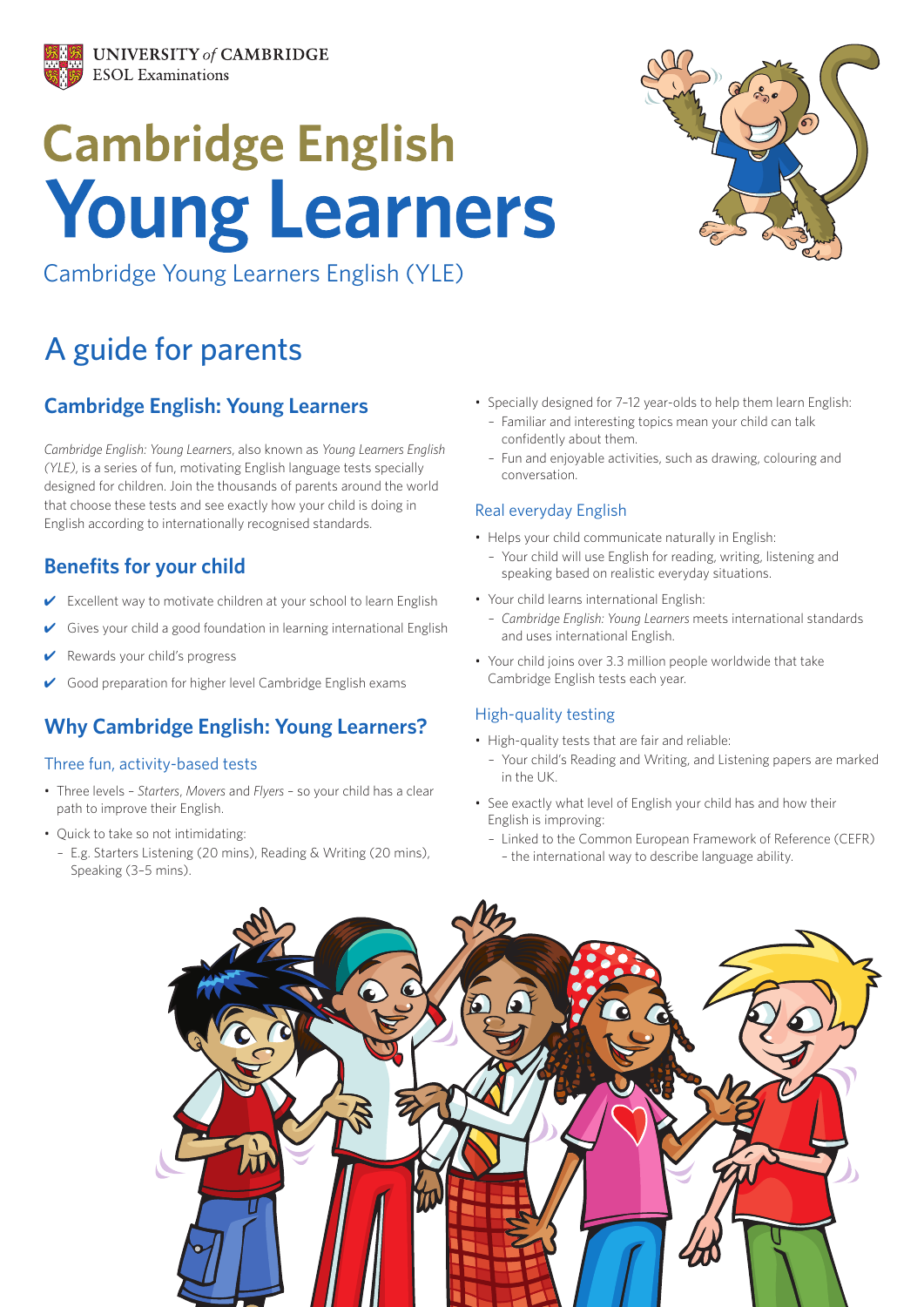UNIVERSITY *of* CAMBRIDGE
ESOL Examinations

# Cambridge English Young Learners

Cambridge Young Learners English (YLE)

## A guide for parents

### Cambridge English: Young Learners

*Cambridge English: Young Learners*, also known as *Young Learners English (YLE)*, is a series of fun, motivating English language tests specially designed for children. Join the thousands of parents around the world that choose these tests and see exactly how your child is doing in English according to internationally recognised standards.

### Benefits for your child

- ✔ Excellent way to motivate children at your school to learn English
- ✔ Gives your child a good foundation in learning international English
- ✔ Rewards your child's progress
- ✔ Good preparation for higher level Cambridge English exams

### Why Cambridge English: Young Learners?

#### Three fun, activity-based tests

- Three levels – *Starters*, *Movers* and *Flyers* – so your child has a clear path to improve their English.
- Quick to take so not intimidating:
  - E.g. Starters Listening (20 mins), Reading & Writing (20 mins), Speaking (3–5 mins).
- Specially designed for 7–12 year-olds to help them learn English:
  - Familiar and interesting topics mean your child can talk confidently about them.
  - Fun and enjoyable activities, such as drawing, colouring and conversation.

#### Real everyday English

- Helps your child communicate naturally in English:
  - Your child will use English for reading, writing, listening and speaking based on realistic everyday situations.
- Your child learns international English:
  - *Cambridge English: Young Learners* meets international standards and uses international English.
- Your child joins over 3.3 million people worldwide that take Cambridge English tests each year.

#### High-quality testing

- High-quality tests that are fair and reliable:
  - Your child's Reading and Writing, and Listening papers are marked in the UK.
- See exactly what level of English your child has and how their English is improving:
  - Linked to the Common European Framework of Reference (CEFR) – the international way to describe language ability.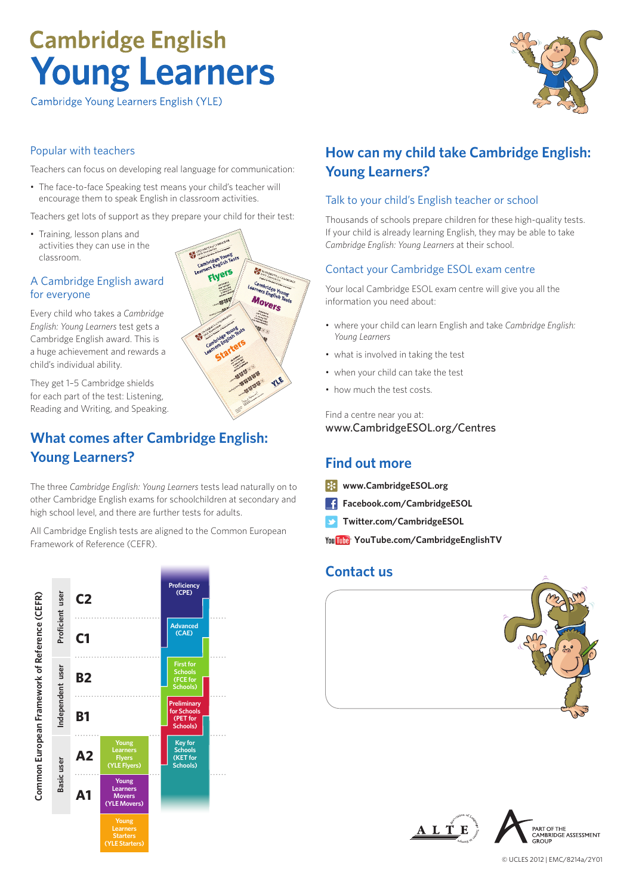# Cambridge English
# Young Learners

Cambridge Young Learners English (YLE)

## Popular with teachers

Teachers can focus on developing real language for communication:

- The face-to-face Speaking test means your child's teacher will encourage them to speak English in classroom activities.

Teachers get lots of support as they prepare your child for their test:

- Training, lesson plans and activities they can use in the classroom.

## A Cambridge English award for everyone

Every child who takes a *Cambridge English: Young Learners* test gets a Cambridge English award. This is a huge achievement and rewards a child's individual ability.

They get 1–5 Cambridge shields for each part of the test: Listening, Reading and Writing, and Speaking.

## What comes after Cambridge English: Young Learners?

The three *Cambridge English: Young Learners* tests lead naturally on to other Cambridge English exams for schoolchildren at secondary and high school level, and there are further tests for adults.

All Cambridge English tests are aligned to the Common European Framework of Reference (CEFR).

Common European Framework of Reference (CEFR)

Proficient user: C2, C1
Independent user: B2, B1
Basic user: A2, A1

Proficiency (CPE)
Advanced (CAE)
First for Schools (FCE for Schools)
Preliminary for Schools (PET for Schools)
Key for Schools (KET for Schools)
Young Learners Flyers (YLE Flyers)
Young Learners Movers (YLE Movers)
Young Learners Starters (YLE Starters)

## How can my child take Cambridge English: Young Learners?

### Talk to your child's English teacher or school

Thousands of schools prepare children for these high-quality tests. If your child is already learning English, they may be able to take *Cambridge English: Young Learners* at their school.

### Contact your Cambridge ESOL exam centre

Your local Cambridge ESOL exam centre will give you all the information you need about:

- where your child can learn English and take *Cambridge English: Young Learners*
- what is involved in taking the test
- when your child can take the test
- how much the test costs.

Find a centre near you at:
www.CambridgeESOL.org/Centres

## Find out more

- www.CambridgeESOL.org
- Facebook.com/CambridgeESOL
- Twitter.com/CambridgeESOL
- YouTube.com/CambridgeEnglishTV

## Contact us

PART OF THE CAMBRIDGE ASSESSMENT GROUP

© UCLES 2012 | EMC/8214a/2Y01